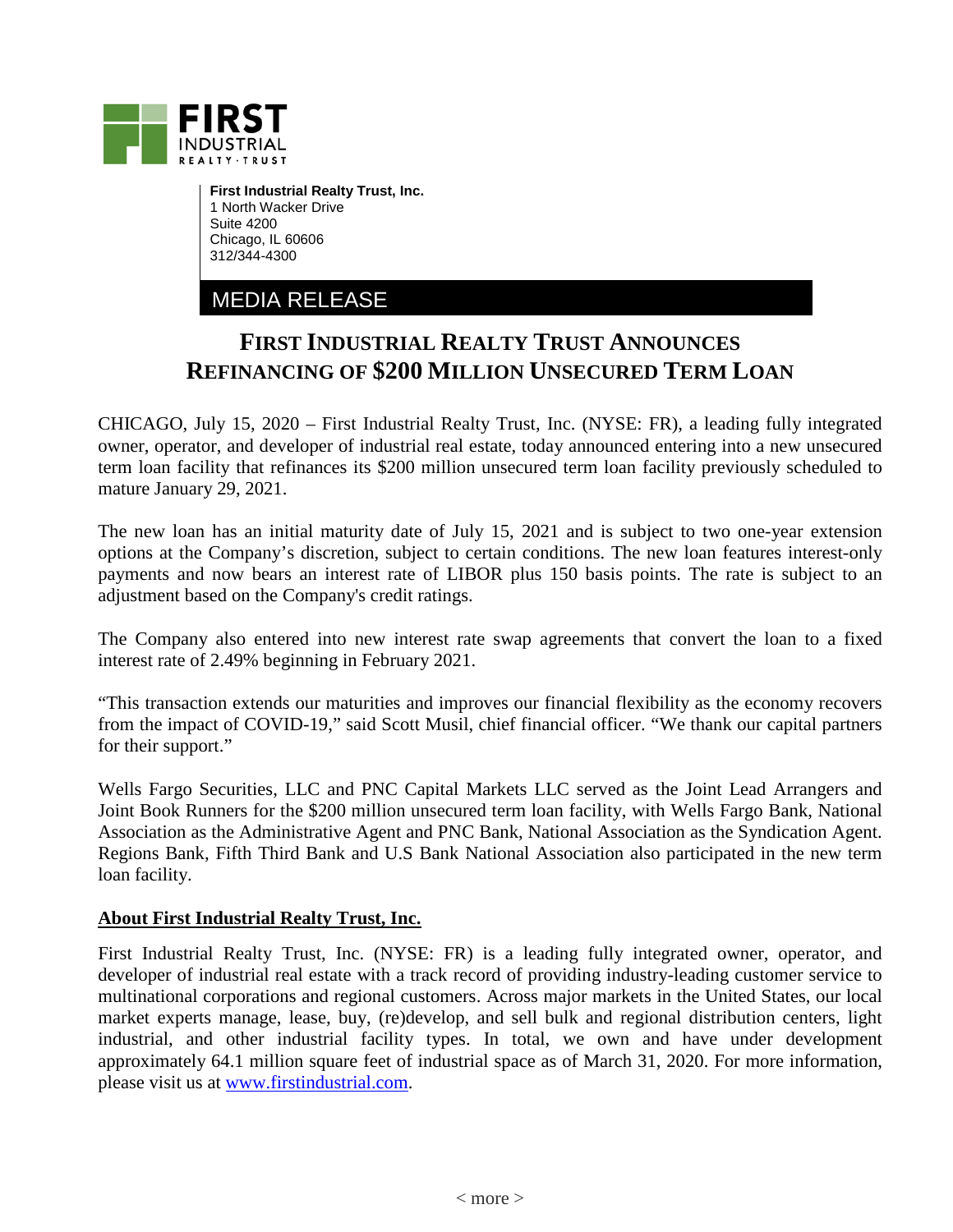**First Industrial Realty Trust, Inc.**
1 North Wacker Drive
Suite 4200
Chicago, IL 60606
312/344-4300

MEDIA RELEASE

# FIRST INDUSTRIAL REALTY TRUST ANNOUNCES REFINANCING OF $200 MILLION UNSECURED TERM LOAN

CHICAGO, July 15, 2020 – First Industrial Realty Trust, Inc. (NYSE: FR), a leading fully integrated owner, operator, and developer of industrial real estate, today announced entering into a new unsecured term loan facility that refinances its $200 million unsecured term loan facility previously scheduled to mature January 29, 2021.

The new loan has an initial maturity date of July 15, 2021 and is subject to two one-year extension options at the Company's discretion, subject to certain conditions. The new loan features interest-only payments and now bears an interest rate of LIBOR plus 150 basis points. The rate is subject to an adjustment based on the Company's credit ratings.

The Company also entered into new interest rate swap agreements that convert the loan to a fixed interest rate of 2.49% beginning in February 2021.

"This transaction extends our maturities and improves our financial flexibility as the economy recovers from the impact of COVID-19," said Scott Musil, chief financial officer. "We thank our capital partners for their support."

Wells Fargo Securities, LLC and PNC Capital Markets LLC served as the Joint Lead Arrangers and Joint Book Runners for the $200 million unsecured term loan facility, with Wells Fargo Bank, National Association as the Administrative Agent and PNC Bank, National Association as the Syndication Agent. Regions Bank, Fifth Third Bank and U.S Bank National Association also participated in the new term loan facility.

## About First Industrial Realty Trust, Inc.

First Industrial Realty Trust, Inc. (NYSE: FR) is a leading fully integrated owner, operator, and developer of industrial real estate with a track record of providing industry-leading customer service to multinational corporations and regional customers. Across major markets in the United States, our local market experts manage, lease, buy, (re)develop, and sell bulk and regional distribution centers, light industrial, and other industrial facility types. In total, we own and have under development approximately 64.1 million square feet of industrial space as of March 31, 2020. For more information, please visit us at www.firstindustrial.com.

< more >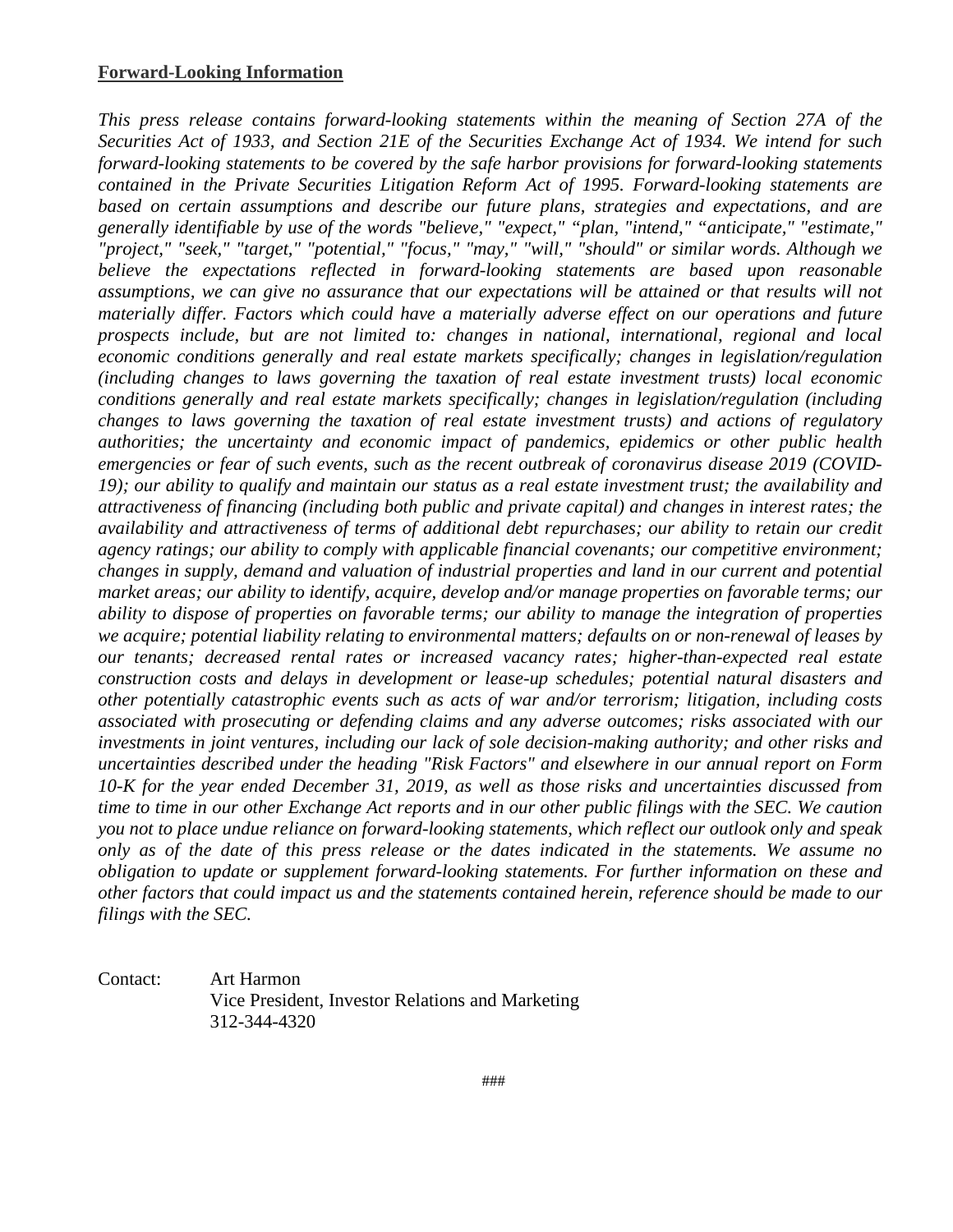**Forward-Looking Information**

*This press release contains forward-looking statements within the meaning of Section 27A of the Securities Act of 1933, and Section 21E of the Securities Exchange Act of 1934. We intend for such forward-looking statements to be covered by the safe harbor provisions for forward-looking statements contained in the Private Securities Litigation Reform Act of 1995. Forward-looking statements are based on certain assumptions and describe our future plans, strategies and expectations, and are generally identifiable by use of the words "believe," "expect," "plan, "intend," "anticipate," "estimate," "project," "seek," "target," "potential," "focus," "may," "will," "should" or similar words. Although we believe the expectations reflected in forward-looking statements are based upon reasonable assumptions, we can give no assurance that our expectations will be attained or that results will not materially differ. Factors which could have a materially adverse effect on our operations and future prospects include, but are not limited to: changes in national, international, regional and local economic conditions generally and real estate markets specifically; changes in legislation/regulation (including changes to laws governing the taxation of real estate investment trusts) local economic conditions generally and real estate markets specifically; changes in legislation/regulation (including changes to laws governing the taxation of real estate investment trusts) and actions of regulatory authorities; the uncertainty and economic impact of pandemics, epidemics or other public health emergencies or fear of such events, such as the recent outbreak of coronavirus disease 2019 (COVID-19); our ability to qualify and maintain our status as a real estate investment trust; the availability and attractiveness of financing (including both public and private capital) and changes in interest rates; the availability and attractiveness of terms of additional debt repurchases; our ability to retain our credit agency ratings; our ability to comply with applicable financial covenants; our competitive environment; changes in supply, demand and valuation of industrial properties and land in our current and potential market areas; our ability to identify, acquire, develop and/or manage properties on favorable terms; our ability to dispose of properties on favorable terms; our ability to manage the integration of properties we acquire; potential liability relating to environmental matters; defaults on or non-renewal of leases by our tenants; decreased rental rates or increased vacancy rates; higher-than-expected real estate construction costs and delays in development or lease-up schedules; potential natural disasters and other potentially catastrophic events such as acts of war and/or terrorism; litigation, including costs associated with prosecuting or defending claims and any adverse outcomes; risks associated with our investments in joint ventures, including our lack of sole decision-making authority; and other risks and uncertainties described under the heading "Risk Factors" and elsewhere in our annual report on Form 10-K for the year ended December 31, 2019, as well as those risks and uncertainties discussed from time to time in our other Exchange Act reports and in our other public filings with the SEC. We caution you not to place undue reliance on forward-looking statements, which reflect our outlook only and speak only as of the date of this press release or the dates indicated in the statements. We assume no obligation to update or supplement forward-looking statements. For further information on these and other factors that could impact us and the statements contained herein, reference should be made to our filings with the SEC.*

Contact: Art Harmon
Vice President, Investor Relations and Marketing
312-344-4320

###